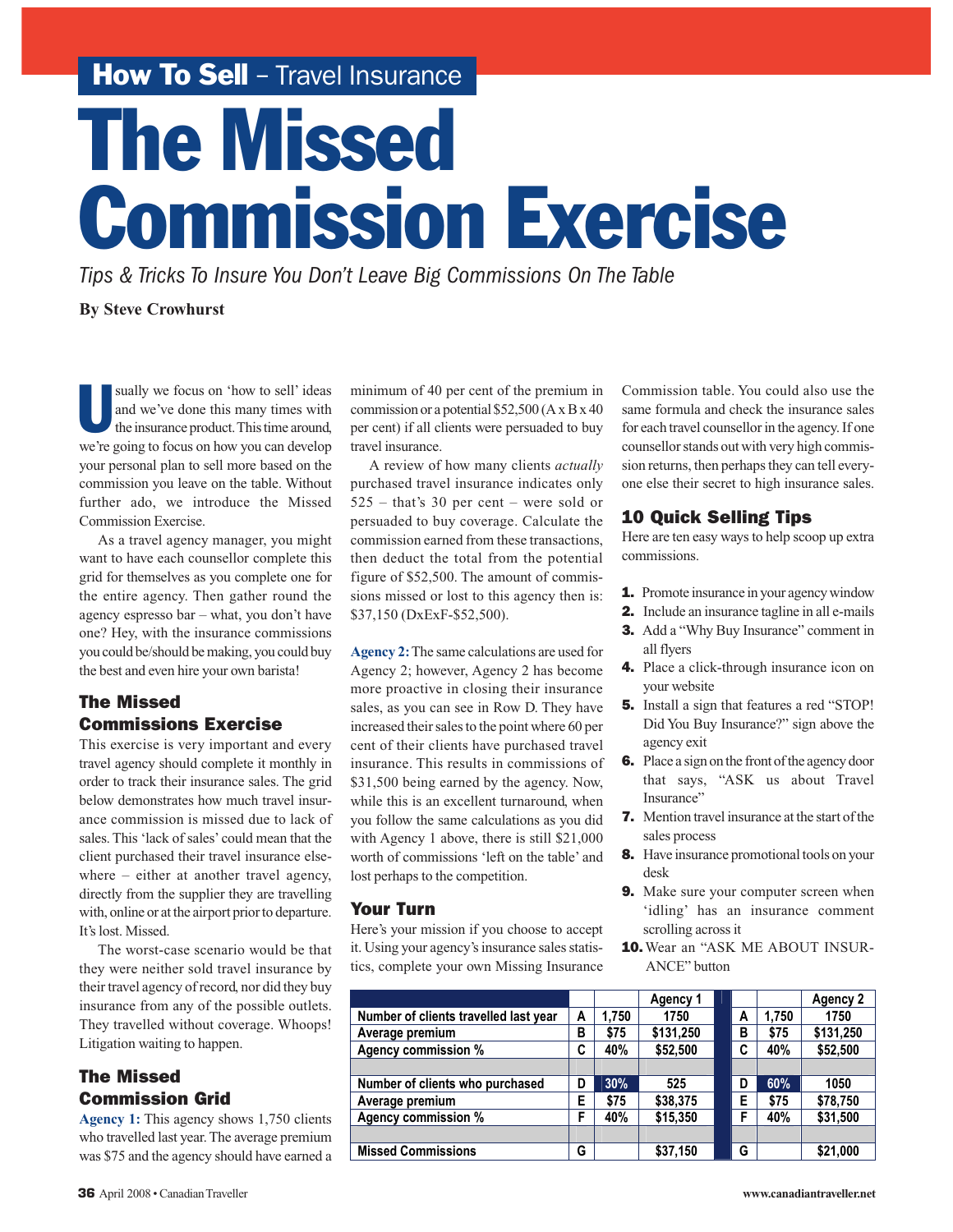## How To Sell – Travel Insurance

# The Missed Commission Exercise

*Tips & Tricks To Insure You Don't Leave Big Commissions On The Table*

**By Steve Crowhurst**

Usually we focus on 'how to sell' ideas and we've done this many times with the insurance product. This time around, we're going to focus on how you can develop your personal plan to sell more based on the commission you leave on the table. Without further ado, we introduce the Missed Commission Exercise.

As a travel agency manager, you might want to have each counsellor complete this grid for themselves as you complete one for the entire agency. Then gather round the agency espresso bar – what, you don't have one? Hey, with the insurance commissions you could be/should be making, you could buy the best and even hire your own barista!

### The Missed Commissions Exercise

This exercise is very important and every travel agency should complete it monthly in order to track their insurance sales. The grid below demonstrates how much travel insurance commission is missed due to lack of sales. This 'lack of sales' could mean that the client purchased their travel insurance elsewhere – either at another travel agency, directly from the supplier they are travelling with, online or at the airport prior to departure. It's lost. Missed.

The worst-case scenario would be that they were neither sold travel insurance by their travel agency of record, nor did they buy insurance from any of the possible outlets. They travelled without coverage. Whoops! Litigation waiting to happen.

### The Missed Commission Grid

**Agency 1:** This agency shows 1,750 clients who travelled last year. The average premium was $75 and the agency should have earned a minimum of 40 per cent of the premium in commission or a potential $52,500 (A x B x 40 per cent) if all clients were persuaded to buy travel insurance.

A review of how many clients *actually* purchased travel insurance indicates only 525 – that's 30 per cent – were sold or persuaded to buy coverage. Calculate the commission earned from these transactions, then deduct the total from the potential figure of $52,500. The amount of commissions missed or lost to this agency then is: $37,150 (DxExF-$52,500).

**Agency 2:** The same calculations are used for Agency 2; however, Agency 2 has become more proactive in closing their insurance sales, as you can see in Row D. They have increased their sales to the point where 60 per cent of their clients have purchased travel insurance. This results in commissions of $31,500 being earned by the agency. Now, while this is an excellent turnaround, when you follow the same calculations as you did with Agency 1 above, there is still $21,000 worth of commissions 'left on the table' and lost perhaps to the competition.

### Your Turn

Here's your mission if you choose to accept it. Using your agency's insurance sales statistics, complete your own Missing Insurance Commission table. You could also use the same formula and check the insurance sales for each travel counsellor in the agency. If one counsellor stands out with very high commission returns, then perhaps they can tell everyone else their secret to high insurance sales.

### 10 Quick Selling Tips

Here are ten easy ways to help scoop up extra commissions.

1. Promote insurance in your agency window
2. Include an insurance tagline in all e-mails
3. Add a "Why Buy Insurance" comment in all flyers
4. Place a click-through insurance icon on your website
5. Install a sign that features a red "STOP! Did You Buy Insurance?" sign above the agency exit
6. Place a sign on the front of the agency door that says, "ASK us about Travel Insurance"
7. Mention travel insurance at the start of the sales process
8. Have insurance promotional tools on your desk
9. Make sure your computer screen when 'idling' has an insurance comment scrolling across it
10. Wear an "ASK ME ABOUT INSURANCE" button

| | | | Agency 1 | | | Agency 2 |
|---|---|---|---|---|---|---|
| Number of clients travelled last year | A | 1,750 | 1750 | A | 1,750 | 1750 |
| Average premium | B | $75 | $131,250 | B | $75 | $131,250 |
| Agency commission % | C | 40% | $52,500 | C | 40% | $52,500 |
| | | | | | | |
| Number of clients who purchased | D | 30% | 525 | D | 60% | 1050 |
| Average premium | E | $75 | $38,375 | E | $75 | $78,750 |
| Agency commission % | F | 40% | $15,350 | F | 40% | $31,500 |
| | | | | | | |
| Missed Commissions | G | | $37,150 | G | | $21,000 |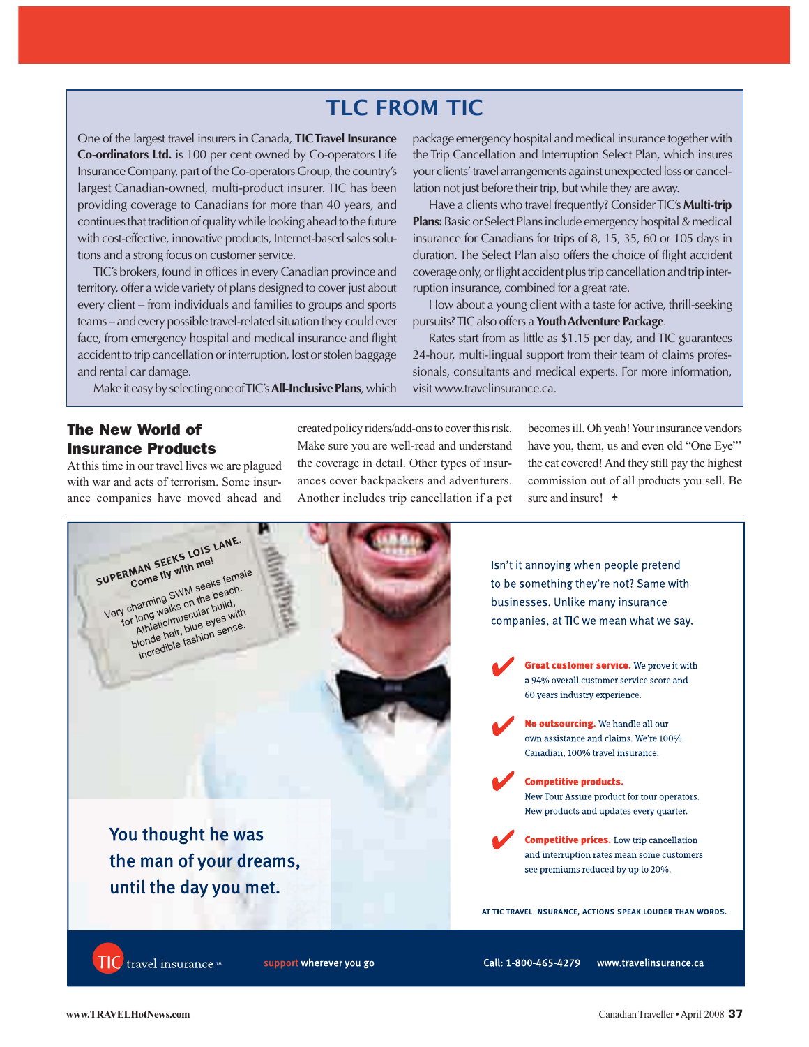## TLC FROM TIC

One of the largest travel insurers in Canada, **TIC Travel Insurance Co-ordinators Ltd.** is 100 per cent owned by Co-operators Life Insurance Company, part of the Co-operators Group, the country's largest Canadian-owned, multi-product insurer. TIC has been providing coverage to Canadians for more than 40 years, and continues that tradition of quality while looking ahead to the future with cost-effective, innovative products, Internet-based sales solutions and a strong focus on customer service.

TIC's brokers, found in offices in every Canadian province and territory, offer a wide variety of plans designed to cover just about every client – from individuals and families to groups and sports teams – and every possible travel-related situation they could ever face, from emergency hospital and medical insurance and flight accident to trip cancellation or interruption, lost or stolen baggage and rental car damage.

Make it easy by selecting one of TIC's **All-Inclusive Plans**, which package emergency hospital and medical insurance together with the Trip Cancellation and Interruption Select Plan, which insures your clients' travel arrangements against unexpected loss or cancellation not just before their trip, but while they are away.

Have a clients who travel frequently? Consider TIC's **Multi-trip Plans:** Basic or Select Plans include emergency hospital & medical insurance for Canadians for trips of 8, 15, 35, 60 or 105 days in duration. The Select Plan also offers the choice of flight accident coverage only, or flight accident plus trip cancellation and trip interruption insurance, combined for a great rate.

How about a young client with a taste for active, thrill-seeking pursuits? TIC also offers a **Youth Adventure Package**.

Rates start from as little as $1.15 per day, and TIC guarantees 24-hour, multi-lingual support from their team of claims professionals, consultants and medical experts. For more information, visit www.travelinsurance.ca.

## The New World of Insurance Products

At this time in our travel lives we are plagued with war and acts of terrorism. Some insurance companies have moved ahead and created policy riders/add-ons to cover this risk. Make sure you are well-read and understand the coverage in detail. Other types of insurances cover backpackers and adventurers. Another includes trip cancellation if a pet becomes ill. Oh yeah! Your insurance vendors have you, them, us and even old "One Eye"' the cat covered! And they still pay the highest commission out of all products you sell. Be sure and insure!

---

SUPERMAN SEEKS LOIS LANE. Come fly with me!
Very charming SWM seeks female for long walks on the beach. Athletic/muscular build, blonde hair, blue eyes with incredible fashion sense.

**You thought he was the man of your dreams, until the day you met.**

Isn't it annoying when people pretend to be something they're not? Same with businesses. Unlike many insurance companies, at TIC we mean what we say.

- **Great customer service.** We prove it with a 94% overall customer service score and 60 years industry experience.
- **No outsourcing.** We handle all our own assistance and claims. We're 100% Canadian, 100% travel insurance.
- **Competitive products.** New Tour Assure product for tour operators. New products and updates every quarter.
- **Competitive prices.** Low trip cancellation and interruption rates mean some customers see premiums reduced by up to 20%.

AT TIC TRAVEL INSURANCE, ACTIONS SPEAK LOUDER THAN WORDS.

TIC travel insurance™ support wherever you go Call: 1-800-465-4279 www.travelinsurance.ca